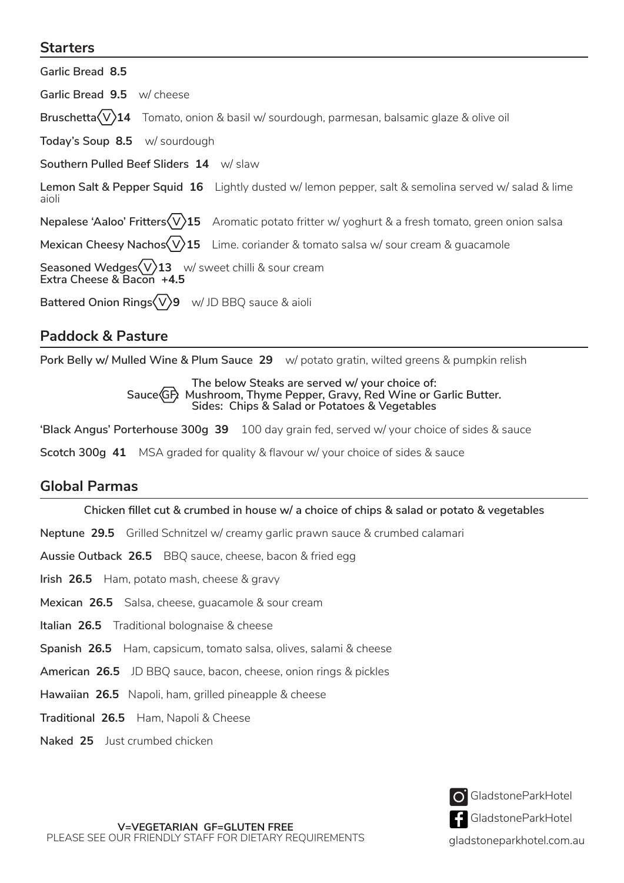## Starters

**Garlic Bread 8.5**

**Garlic Bread 9.5** w/ cheese

**Bruschetta (V) 14** Tomato, onion & basil w/ sourdough, parmesan, balsamic glaze & olive oil

**Today's Soup 8.5** w/ sourdough

**Southern Pulled Beef Sliders 14** w/ slaw

**Lemon Salt & Pepper Squid 16** Lightly dusted w/ lemon pepper, salt & semolina served w/ salad & lime aioli

**Nepalese 'Aaloo' Fritters (V) 15** Aromatic potato fritter w/ yoghurt & a fresh tomato, green onion salsa

**Mexican Cheesy Nachos (V) 15** Lime. coriander & tomato salsa w/ sour cream & guacamole

**Seasoned Wedges (V) 13** w/ sweet chilli & sour cream
**Extra Cheese & Bacon +4.5**

**Battered Onion Rings (V) 9** w/ JD BBQ sauce & aioli

## Paddock & Pasture

**Pork Belly w/ Mulled Wine & Plum Sauce 29** w/ potato gratin, wilted greens & pumpkin relish

**The below Steaks are served w/ your choice of:**
**Sauce (GF): Mushroom, Thyme Pepper, Gravy, Red Wine or Garlic Butter.**
**Sides: Chips & Salad or Potatoes & Vegetables**

**'Black Angus' Porterhouse 300g 39** 100 day grain fed, served w/ your choice of sides & sauce

**Scotch 300g 41** MSA graded for quality & flavour w/ your choice of sides & sauce

## Global Parmas

**Chicken fillet cut & crumbed in house w/ a choice of chips & salad or potato & vegetables**

**Neptune 29.5** Grilled Schnitzel w/ creamy garlic prawn sauce & crumbed calamari

**Aussie Outback 26.5** BBQ sauce, cheese, bacon & fried egg

**Irish 26.5** Ham, potato mash, cheese & gravy

**Mexican 26.5** Salsa, cheese, guacamole & sour cream

**Italian 26.5** Traditional bolognaise & cheese

**Spanish 26.5** Ham, capsicum, tomato salsa, olives, salami & cheese

**American 26.5** JD BBQ sauce, bacon, cheese, onion rings & pickles

**Hawaiian 26.5** Napoli, ham, grilled pineapple & cheese

**Traditional 26.5** Ham, Napoli & Cheese

**Naked 25** Just crumbed chicken

**V=VEGETARIAN GF=GLUTEN FREE**
PLEASE SEE OUR FRIENDLY STAFF FOR DIETARY REQUIREMENTS

GladstoneParkHotel
GladstoneParkHotel
gladstoneparkhotel.com.au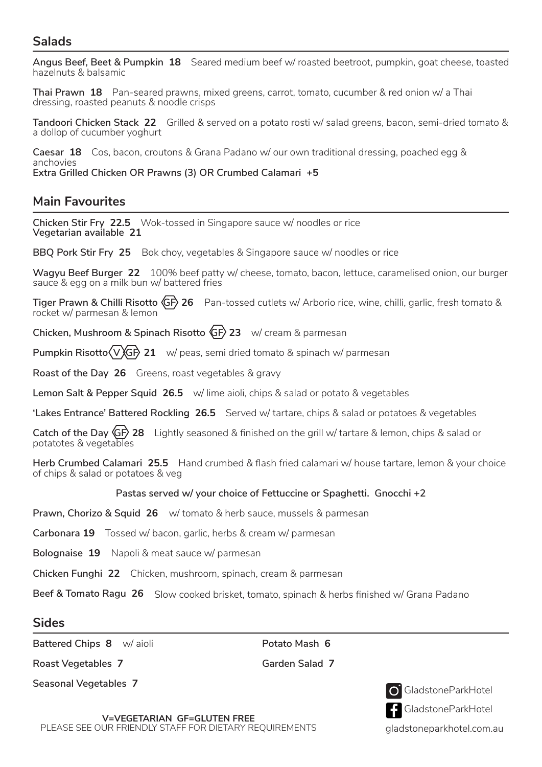## Salads

**Angus Beef, Beet & Pumpkin 18** Seared medium beef w/ roasted beetroot, pumpkin, goat cheese, toasted hazelnuts & balsamic

**Thai Prawn 18** Pan-seared prawns, mixed greens, carrot, tomato, cucumber & red onion w/ a Thai dressing, roasted peanuts & noodle crisps

**Tandoori Chicken Stack 22** Grilled & served on a potato rosti w/ salad greens, bacon, semi-dried tomato & a dollop of cucumber yoghurt

**Caesar 18** Cos, bacon, croutons & Grana Padano w/ our own traditional dressing, poached egg & anchovies
**Extra Grilled Chicken OR Prawns (3) OR Crumbed Calamari +5**

## Main Favourites

**Chicken Stir Fry 22.5** Wok-tossed in Singapore sauce w/ noodles or rice
**Vegetarian available 21**

**BBQ Pork Stir Fry 25** Bok choy, vegetables & Singapore sauce w/ noodles or rice

**Wagyu Beef Burger 22** 100% beef patty w/ cheese, tomato, bacon, lettuce, caramelised onion, our burger sauce & egg on a milk bun w/ battered fries

**Tiger Prawn & Chilli Risotto GF 26** Pan-tossed cutlets w/ Arborio rice, wine, chilli, garlic, fresh tomato & rocket w/ parmesan & lemon

**Chicken, Mushroom & Spinach Risotto GF 23** w/ cream & parmesan

**Pumpkin Risotto V GF 21** w/ peas, semi dried tomato & spinach w/ parmesan

**Roast of the Day 26** Greens, roast vegetables & gravy

**Lemon Salt & Pepper Squid 26.5** w/ lime aioli, chips & salad or potato & vegetables

**'Lakes Entrance' Battered Rockling 26.5** Served w/ tartare, chips & salad or potatoes & vegetables

**Catch of the Day GF 28** Lightly seasoned & finished on the grill w/ tartare & lemon, chips & salad or potatotes & vegetables

**Herb Crumbed Calamari 25.5** Hand crumbed & flash fried calamari w/ house tartare, lemon & your choice of chips & salad or potatoes & veg

**Pastas served w/ your choice of Fettuccine or Spaghetti. Gnocchi +2**

**Prawn, Chorizo & Squid 26** w/ tomato & herb sauce, mussels & parmesan

**Carbonara 19** Tossed w/ bacon, garlic, herbs & cream w/ parmesan

**Bolognaise 19** Napoli & meat sauce w/ parmesan

**Chicken Funghi 22** Chicken, mushroom, spinach, cream & parmesan

**Beef & Tomato Ragu 26** Slow cooked brisket, tomato, spinach & herbs finished w/ Grana Padano

## Sides

**Battered Chips 8** w/ aioli

**Roast Vegetables 7**

**Seasonal Vegetables 7**

**Potato Mash 6**

**Garden Salad 7**

**V=VEGETARIAN GF=GLUTEN FREE**
PLEASE SEE OUR FRIENDLY STAFF FOR DIETARY REQUIREMENTS

GladstoneParkHotel
GladstoneParkHotel
gladstoneparkhotel.com.au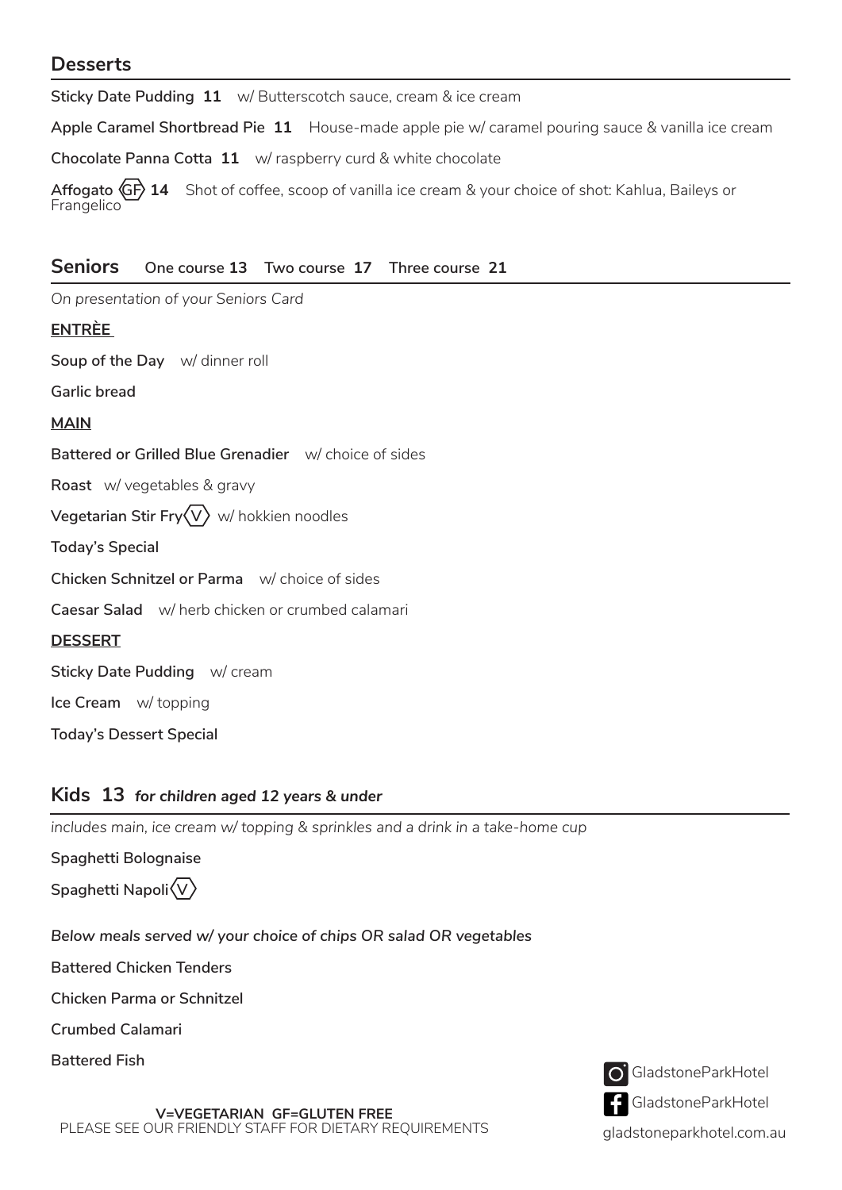## Desserts

**Sticky Date Pudding 11** w/ Butterscotch sauce, cream & ice cream

**Apple Caramel Shortbread Pie 11** House-made apple pie w/ caramel pouring sauce & vanilla ice cream

**Chocolate Panna Cotta 11** w/ raspberry curd & white chocolate

**Affogato (GF) 14** Shot of coffee, scoop of vanilla ice cream & your choice of shot: Kahlua, Baileys or Frangelico

## Seniors **One course 13 Two course 17 Three course 21**

*On presentation of your Seniors Card*

**ENTRÈE**

**Soup of the Day** w/ dinner roll

**Garlic bread**

**MAIN**

**Battered or Grilled Blue Grenadier** w/ choice of sides

**Roast** w/ vegetables & gravy

**Vegetarian Stir Fry (V)** w/ hokkien noodles

**Today's Special**

**Chicken Schnitzel or Parma** w/ choice of sides

**Caesar Salad** w/ herb chicken or crumbed calamari

**DESSERT**

**Sticky Date Pudding** w/ cream

**Ice Cream** w/ topping

**Today's Dessert Special**

## Kids 13 *for children aged 12 years & under*

*includes main, ice cream w/ topping & sprinkles and a drink in a take-home cup*

**Spaghetti Bolognaise**

**Spaghetti Napoli (V)**

*Below meals served w/ your choice of chips OR salad OR vegetables*

**Battered Chicken Tenders**

**Chicken Parma or Schnitzel**

**Crumbed Calamari**

**Battered Fish**

**V=VEGETARIAN GF=GLUTEN FREE**
PLEASE SEE OUR FRIENDLY STAFF FOR DIETARY REQUIREMENTS

GladstoneParkHotel
GladstoneParkHotel
gladstoneparkhotel.com.au